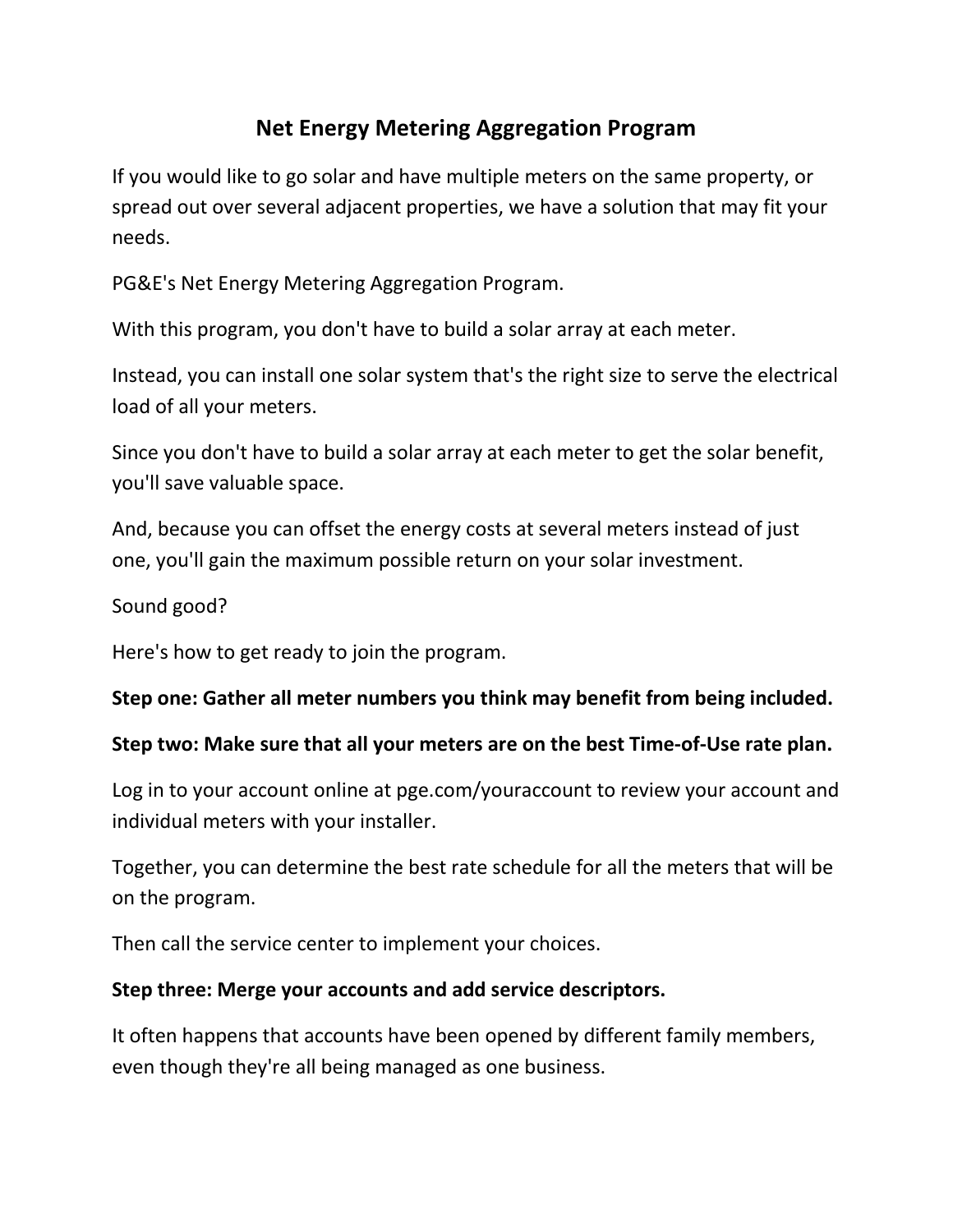# Net Energy Metering Aggregation Program

If you would like to go solar and have multiple meters on the same property, or spread out over several adjacent properties, we have a solution that may fit your needs.

PG&E's Net Energy Metering Aggregation Program.

With this program, you don't have to build a solar array at each meter.

Instead, you can install one solar system that's the right size to serve the electrical load of all your meters.

Since you don't have to build a solar array at each meter to get the solar benefit, you'll save valuable space.

And, because you can offset the energy costs at several meters instead of just one, you'll gain the maximum possible return on your solar investment.

Sound good?

Here's how to get ready to join the program.

**Step one: Gather all meter numbers you think may benefit from being included.**

**Step two: Make sure that all your meters are on the best Time-of-Use rate plan.**

Log in to your account online at pge.com/youraccount to review your account and individual meters with your installer.

Together, you can determine the best rate schedule for all the meters that will be on the program.

Then call the service center to implement your choices.

**Step three: Merge your accounts and add service descriptors.**

It often happens that accounts have been opened by different family members, even though they're all being managed as one business.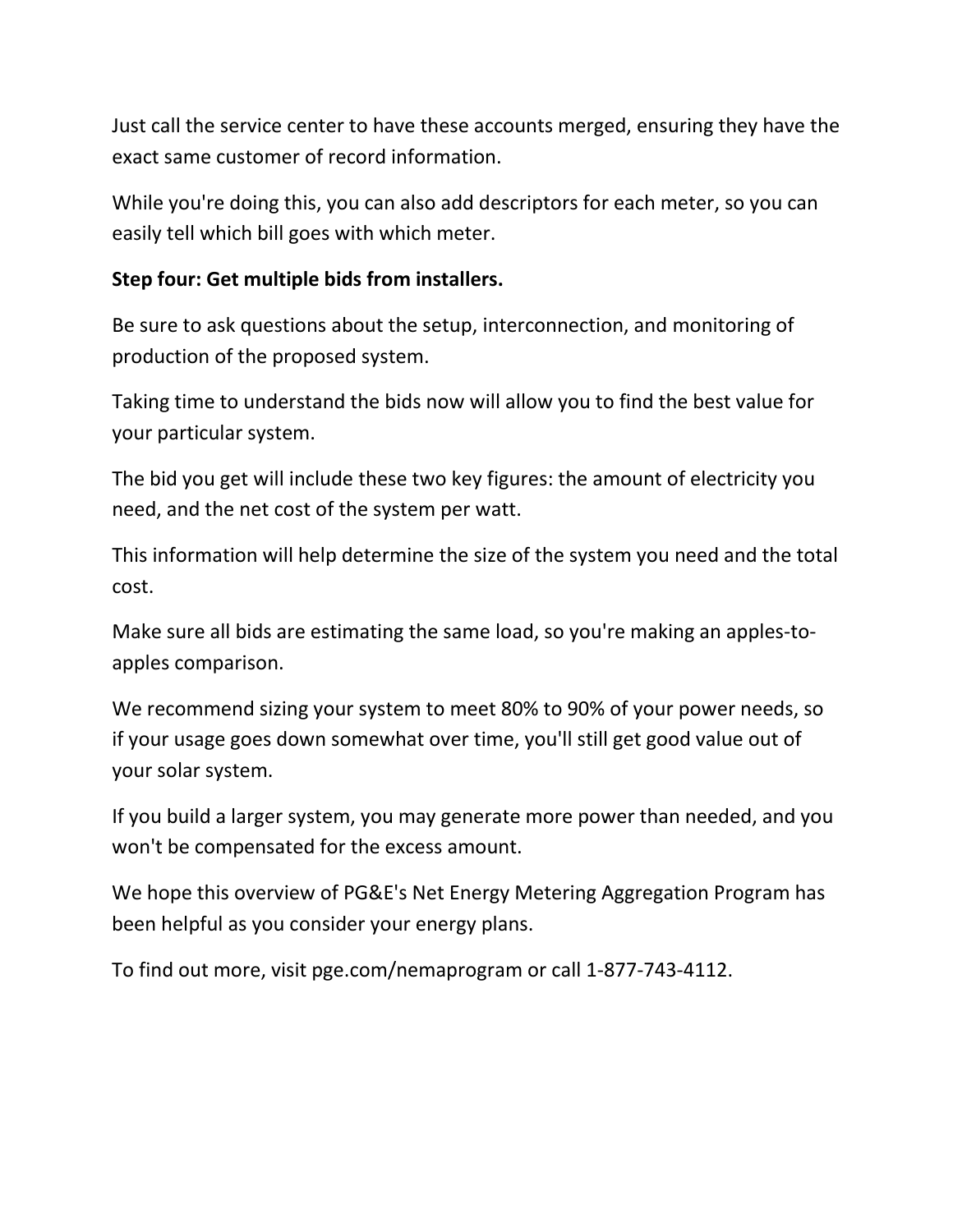Just call the service center to have these accounts merged, ensuring they have the exact same customer of record information.

While you're doing this, you can also add descriptors for each meter, so you can easily tell which bill goes with which meter.

**Step four: Get multiple bids from installers.**

Be sure to ask questions about the setup, interconnection, and monitoring of production of the proposed system.

Taking time to understand the bids now will allow you to find the best value for your particular system.

The bid you get will include these two key figures: the amount of electricity you need, and the net cost of the system per watt.

This information will help determine the size of the system you need and the total cost.

Make sure all bids are estimating the same load, so you're making an apples-to-apples comparison.

We recommend sizing your system to meet 80% to 90% of your power needs, so if your usage goes down somewhat over time, you'll still get good value out of your solar system.

If you build a larger system, you may generate more power than needed, and you won't be compensated for the excess amount.

We hope this overview of PG&E's Net Energy Metering Aggregation Program has been helpful as you consider your energy plans.

To find out more, visit pge.com/nemaprogram or call 1-877-743-4112.